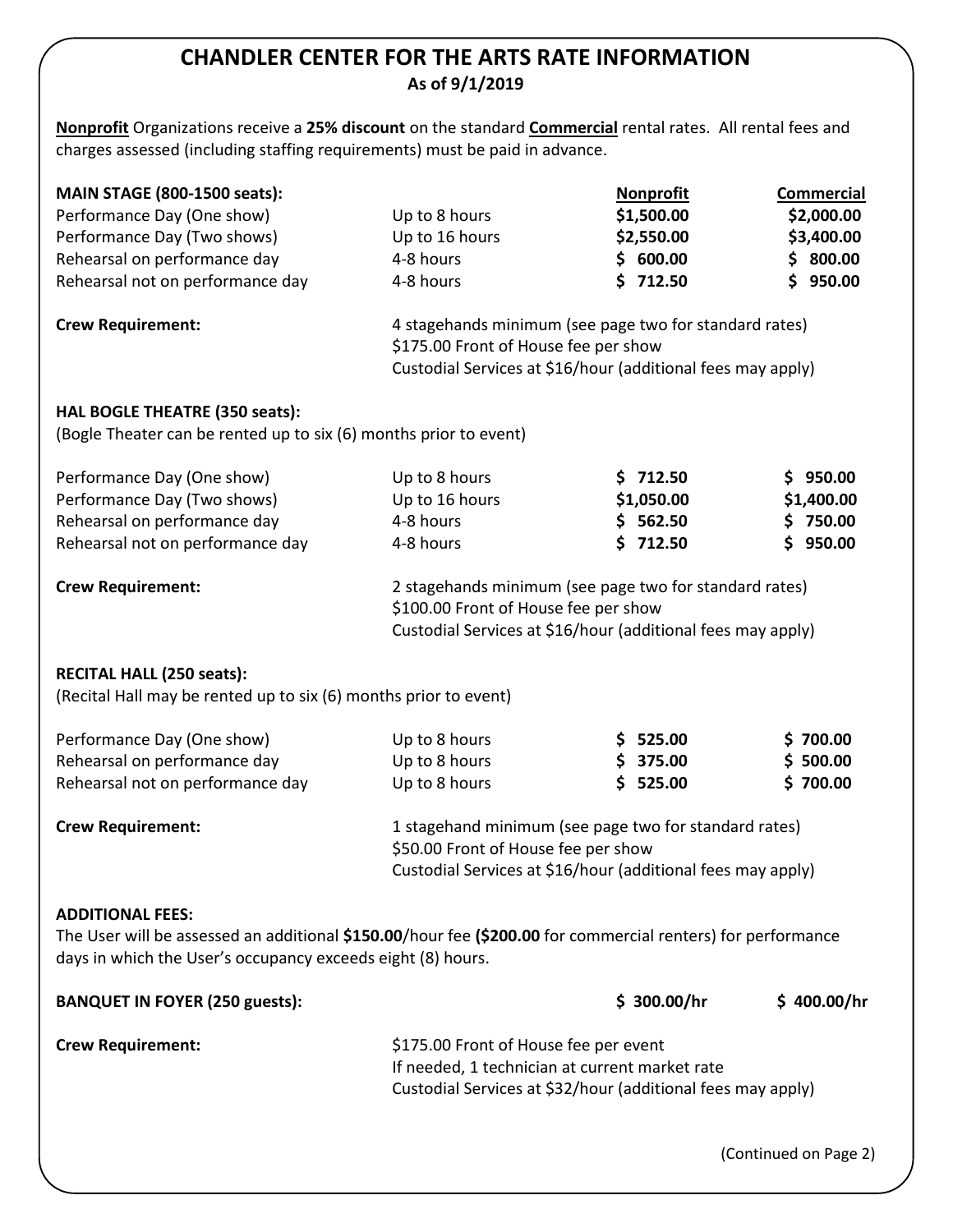# CHANDLER CENTER FOR THE ARTS RATE INFORMATION

**As of 9/1/2019**

**Nonprofit** Organizations receive a **25% discount** on the standard **Commercial** rental rates. All rental fees and charges assessed (including staffing requirements) must be paid in advance.

| **MAIN STAGE (800-1500 seats):** | | **Nonprofit** | **Commercial** |
|---|---|---|---|
| Performance Day (One show) | Up to 8 hours | **$1,500.00** | **$2,000.00** |
| Performance Day (Two shows) | Up to 16 hours | **$2,550.00** | **$3,400.00** |
| Rehearsal on performance day | 4-8 hours | **$ 600.00** | **$ 800.00** |
| Rehearsal not on performance day | 4-8 hours | **$ 712.50** | **$ 950.00** |

**Crew Requirement:**
4 stagehands minimum (see page two for standard rates)
$175.00 Front of House fee per show
Custodial Services at $16/hour (additional fees may apply)

**HAL BOGLE THEATRE (350 seats):**
(Bogle Theater can be rented up to six (6) months prior to event)

| | | Nonprofit | Commercial |
|---|---|---|---|
| Performance Day (One show) | Up to 8 hours | **$ 712.50** | **$ 950.00** |
| Performance Day (Two shows) | Up to 16 hours | **$1,050.00** | **$1,400.00** |
| Rehearsal on performance day | 4-8 hours | **$ 562.50** | **$ 750.00** |
| Rehearsal not on performance day | 4-8 hours | **$ 712.50** | **$ 950.00** |

**Crew Requirement:**
2 stagehands minimum (see page two for standard rates)
$100.00 Front of House fee per show
Custodial Services at $16/hour (additional fees may apply)

**RECITAL HALL (250 seats):**
(Recital Hall may be rented up to six (6) months prior to event)

| | | Nonprofit | Commercial |
|---|---|---|---|
| Performance Day (One show) | Up to 8 hours | **$ 525.00** | **$ 700.00** |
| Rehearsal on performance day | Up to 8 hours | **$ 375.00** | **$ 500.00** |
| Rehearsal not on performance day | Up to 8 hours | **$ 525.00** | **$ 700.00** |

**Crew Requirement:**
1 stagehand minimum (see page two for standard rates)
$50.00 Front of House fee per show
Custodial Services at $16/hour (additional fees may apply)

**ADDITIONAL FEES:**
The User will be assessed an additional **$150.00**/hour fee **($200.00** for commercial renters) for performance days in which the User's occupancy exceeds eight (8) hours.

| | Nonprofit | Commercial |
|---|---|---|
| **BANQUET IN FOYER (250 guests):** | **$ 300.00/hr** | **$ 400.00/hr** |

**Crew Requirement:**
$175.00 Front of House fee per event
If needed, 1 technician at current market rate
Custodial Services at $32/hour (additional fees may apply)

(Continued on Page 2)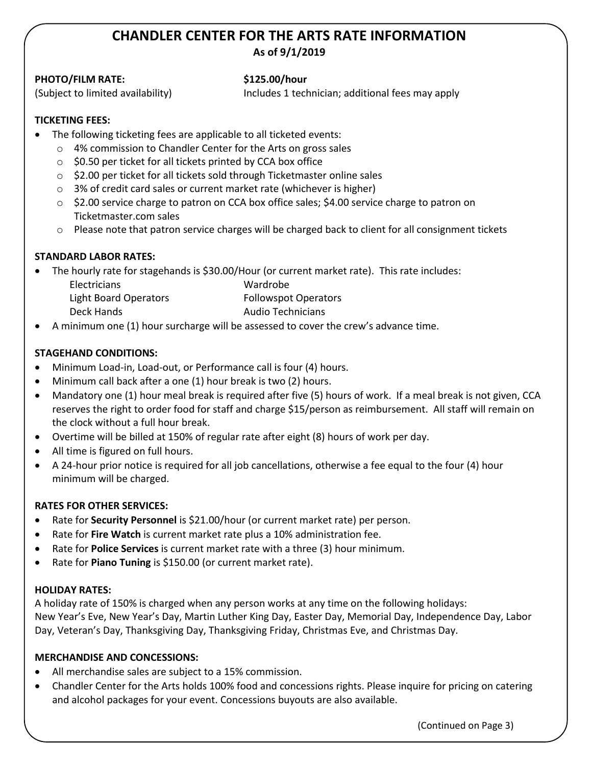# CHANDLER CENTER FOR THE ARTS RATE INFORMATION

**As of 9/1/2019**

**PHOTO/FILM RATE:** **$125.00/hour**
(Subject to limited availability) Includes 1 technician; additional fees may apply

**TICKETING FEES:**

- The following ticketing fees are applicable to all ticketed events:
  - 4% commission to Chandler Center for the Arts on gross sales
  - $0.50 per ticket for all tickets printed by CCA box office
  - $2.00 per ticket for all tickets sold through Ticketmaster online sales
  - 3% of credit card sales or current market rate (whichever is higher)
  - $2.00 service charge to patron on CCA box office sales; $4.00 service charge to patron on Ticketmaster.com sales
  - Please note that patron service charges will be charged back to client for all consignment tickets

**STANDARD LABOR RATES:**

- The hourly rate for stagehands is $30.00/Hour (or current market rate). This rate includes:
  - Electricians
  - Wardrobe
  - Light Board Operators
  - Followspot Operators
  - Deck Hands
  - Audio Technicians
- A minimum one (1) hour surcharge will be assessed to cover the crew's advance time.

**STAGEHAND CONDITIONS:**

- Minimum Load-in, Load-out, or Performance call is four (4) hours.
- Minimum call back after a one (1) hour break is two (2) hours.
- Mandatory one (1) hour meal break is required after five (5) hours of work. If a meal break is not given, CCA reserves the right to order food for staff and charge $15/person as reimbursement. All staff will remain on the clock without a full hour break.
- Overtime will be billed at 150% of regular rate after eight (8) hours of work per day.
- All time is figured on full hours.
- A 24-hour prior notice is required for all job cancellations, otherwise a fee equal to the four (4) hour minimum will be charged.

**RATES FOR OTHER SERVICES:**

- Rate for **Security Personnel** is $21.00/hour (or current market rate) per person.
- Rate for **Fire Watch** is current market rate plus a 10% administration fee.
- Rate for **Police Services** is current market rate with a three (3) hour minimum.
- Rate for **Piano Tuning** is $150.00 (or current market rate).

**HOLIDAY RATES:**

A holiday rate of 150% is charged when any person works at any time on the following holidays:
New Year's Eve, New Year's Day, Martin Luther King Day, Easter Day, Memorial Day, Independence Day, Labor Day, Veteran's Day, Thanksgiving Day, Thanksgiving Friday, Christmas Eve, and Christmas Day.

**MERCHANDISE AND CONCESSIONS:**

- All merchandise sales are subject to a 15% commission.
- Chandler Center for the Arts holds 100% food and concessions rights. Please inquire for pricing on catering and alcohol packages for your event. Concessions buyouts are also available.

(Continued on Page 3)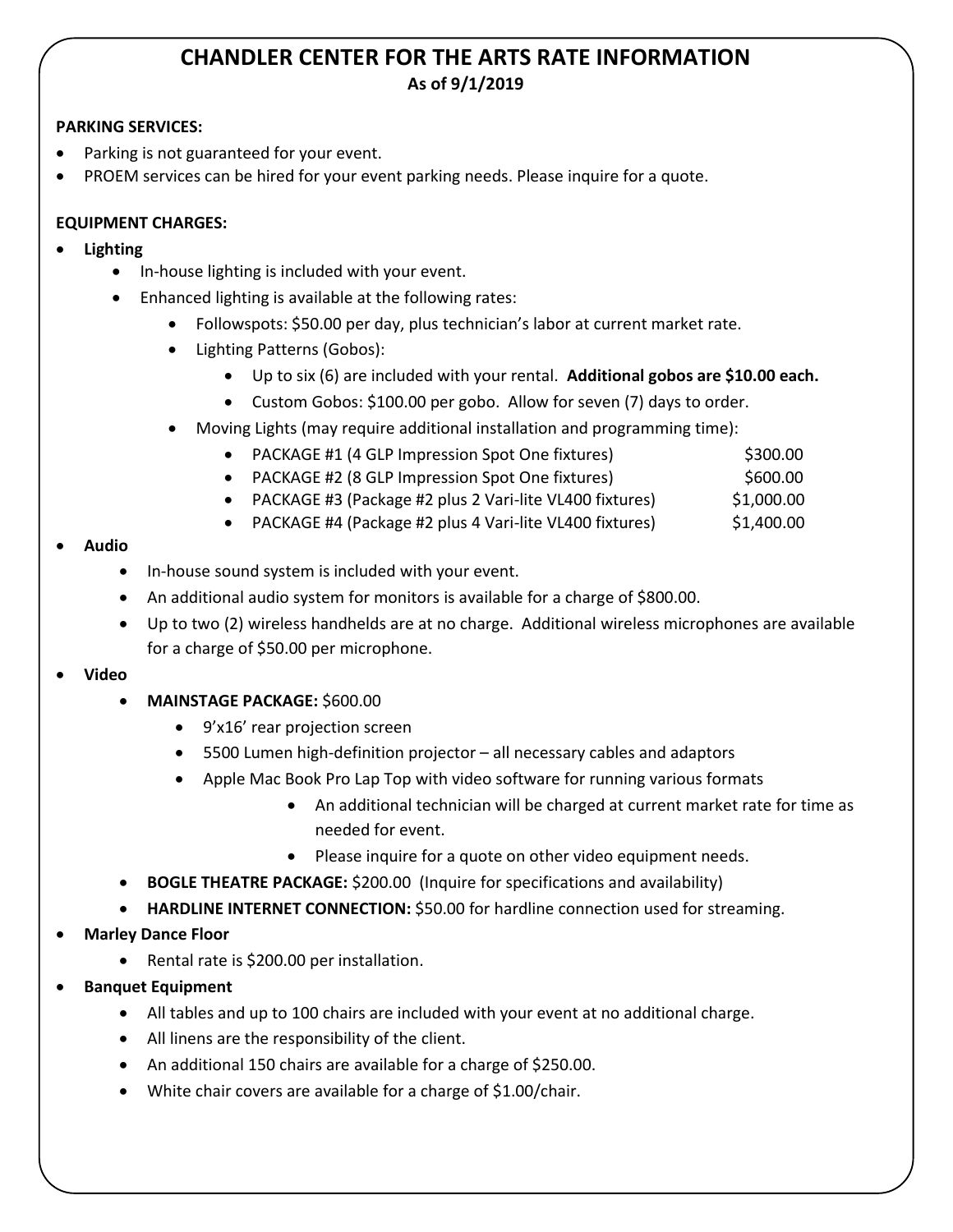# CHANDLER CENTER FOR THE ARTS RATE INFORMATION

**As of 9/1/2019**

**PARKING SERVICES:**

- Parking is not guaranteed for your event.
- PROEM services can be hired for your event parking needs. Please inquire for a quote.

**EQUIPMENT CHARGES:**

- **Lighting**
  - In-house lighting is included with your event.
  - Enhanced lighting is available at the following rates:
    - Followspots: $50.00 per day, plus technician's labor at current market rate.
    - Lighting Patterns (Gobos):
      - Up to six (6) are included with your rental. **Additional gobos are $10.00 each.**
      - Custom Gobos: $100.00 per gobo. Allow for seven (7) days to order.
    - Moving Lights (may require additional installation and programming time):
      - PACKAGE #1 (4 GLP Impression Spot One fixtures) $300.00
      - PACKAGE #2 (8 GLP Impression Spot One fixtures) $600.00
      - PACKAGE #3 (Package #2 plus 2 Vari-lite VL400 fixtures) $1,000.00
      - PACKAGE #4 (Package #2 plus 4 Vari-lite VL400 fixtures) $1,400.00
- **Audio**
  - In-house sound system is included with your event.
  - An additional audio system for monitors is available for a charge of $800.00.
  - Up to two (2) wireless handhelds are at no charge. Additional wireless microphones are available for a charge of $50.00 per microphone.
- **Video**
  - **MAINSTAGE PACKAGE:** $600.00
    - 9'x16' rear projection screen
    - 5500 Lumen high-definition projector – all necessary cables and adaptors
    - Apple Mac Book Pro Lap Top with video software for running various formats
      - An additional technician will be charged at current market rate for time as needed for event.
      - Please inquire for a quote on other video equipment needs.
  - **BOGLE THEATRE PACKAGE:** $200.00 (Inquire for specifications and availability)
  - **HARDLINE INTERNET CONNECTION:** $50.00 for hardline connection used for streaming.
- **Marley Dance Floor**
  - Rental rate is $200.00 per installation.
- **Banquet Equipment**
  - All tables and up to 100 chairs are included with your event at no additional charge.
  - All linens are the responsibility of the client.
  - An additional 150 chairs are available for a charge of $250.00.
  - White chair covers are available for a charge of $1.00/chair.